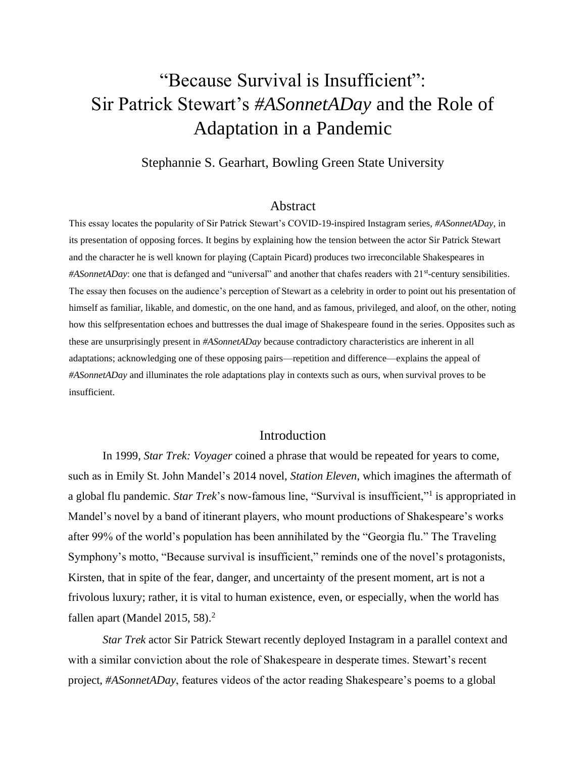# "Because Survival is Insufficient": Sir Patrick Stewart's *#ASonnetADay* and the Role of Adaptation in a Pandemic

Stephannie S. Gearhart, Bowling Green State University

## Abstract

This essay locates the popularity of Sir Patrick Stewart's COVID-19-inspired Instagram series, *#ASonnetADay*, in its presentation of opposing forces. It begins by explaining how the tension between the actor Sir Patrick Stewart and the character he is well known for playing (Captain Picard) produces two irreconcilable Shakespeares in *#ASonnetADay*: one that is defanged and "universal" and another that chafes readers with 21st-century sensibilities. The essay then focuses on the audience's perception of Stewart as a celebrity in order to point out his presentation of himself as familiar, likable, and domestic, on the one hand, and as famous, privileged, and aloof, on the other, noting how this selfpresentation echoes and buttresses the dual image of Shakespeare found in the series. Opposites such as these are unsurprisingly present in *#ASonnetADay* because contradictory characteristics are inherent in all adaptations; acknowledging one of these opposing pairs—repetition and difference—explains the appeal of *#ASonnetADay* and illuminates the role adaptations play in contexts such as ours, when survival proves to be insufficient.

## Introduction

In 1999, *Star Trek: Voyager* coined a phrase that would be repeated for years to come, such as in Emily St. John Mandel's 2014 novel, *Station Eleven*, which imagines the aftermath of a global flu pandemic. *Star Trek*'s now-famous line, "Survival is insufficient,"[1] is appropriated in Mandel's novel by a band of itinerant players, who mount productions of Shakespeare's works after 99% of the world's population has been annihilated by the "Georgia flu." The Traveling Symphony's motto, "Because survival is insufficient," reminds one of the novel's protagonists, Kirsten, that in spite of the fear, danger, and uncertainty of the present moment, art is not a frivolous luxury; rather, it is vital to human existence, even, or especially, when the world has fallen apart (Mandel 2015, 58).[2]

*Star Trek* actor Sir Patrick Stewart recently deployed Instagram in a parallel context and with a similar conviction about the role of Shakespeare in desperate times. Stewart's recent project, *#ASonnetADay*, features videos of the actor reading Shakespeare's poems to a global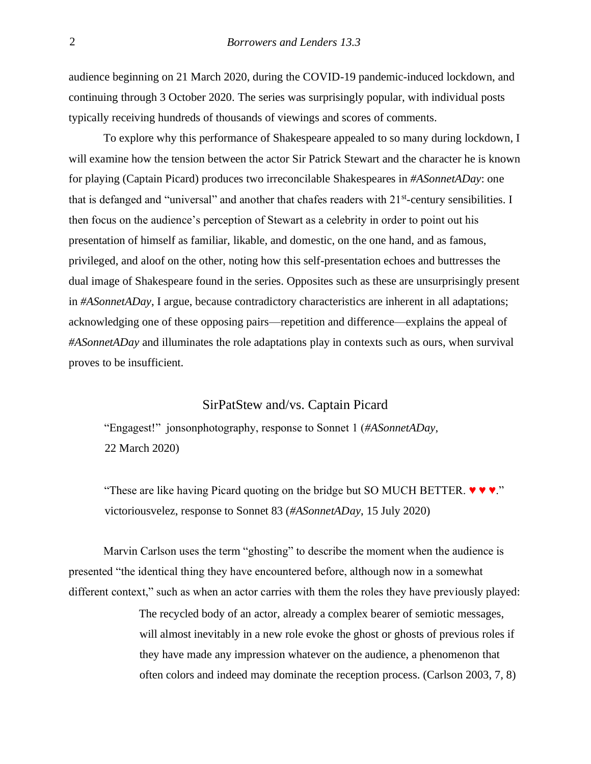audience beginning on 21 March 2020, during the COVID-19 pandemic-induced lockdown, and continuing through 3 October 2020. The series was surprisingly popular, with individual posts typically receiving hundreds of thousands of viewings and scores of comments.

To explore why this performance of Shakespeare appealed to so many during lockdown, I will examine how the tension between the actor Sir Patrick Stewart and the character he is known for playing (Captain Picard) produces two irreconcilable Shakespeares in *#ASonnetADay*: one that is defanged and "universal" and another that chafes readers with 21st-century sensibilities. I then focus on the audience's perception of Stewart as a celebrity in order to point out his presentation of himself as familiar, likable, and domestic, on the one hand, and as famous, privileged, and aloof on the other, noting how this self-presentation echoes and buttresses the dual image of Shakespeare found in the series. Opposites such as these are unsurprisingly present in *#ASonnetADay*, I argue, because contradictory characteristics are inherent in all adaptations; acknowledging one of these opposing pairs—repetition and difference—explains the appeal of *#ASonnetADay* and illuminates the role adaptations play in contexts such as ours, when survival proves to be insufficient.

## SirPatStew and/vs. Captain Picard

> "Engagest!" jonsonphotography, response to Sonnet 1 (*#ASonnetADay*, 22 March 2020)
>
> "These are like having Picard quoting on the bridge but SO MUCH BETTER. ♥ ♥ ♥." victoriousvelez, response to Sonnet 83 (*#ASonnetADay*, 15 July 2020)

Marvin Carlson uses the term "ghosting" to describe the moment when the audience is presented "the identical thing they have encountered before, although now in a somewhat different context," such as when an actor carries with them the roles they have previously played:

> The recycled body of an actor, already a complex bearer of semiotic messages, will almost inevitably in a new role evoke the ghost or ghosts of previous roles if they have made any impression whatever on the audience, a phenomenon that often colors and indeed may dominate the reception process. (Carlson 2003, 7, 8)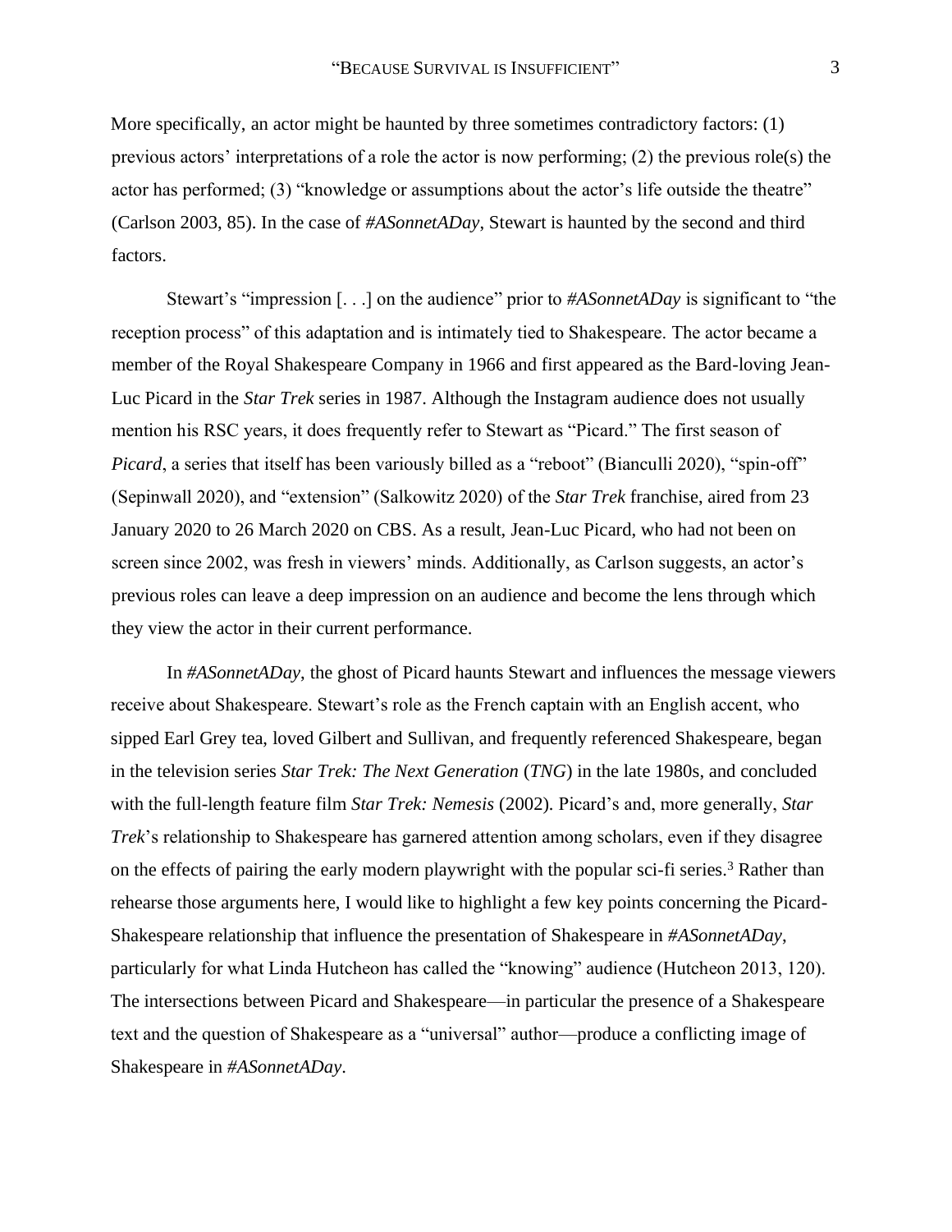More specifically, an actor might be haunted by three sometimes contradictory factors: (1) previous actors' interpretations of a role the actor is now performing; (2) the previous role(s) the actor has performed; (3) "knowledge or assumptions about the actor's life outside the theatre" (Carlson 2003, 85). In the case of *#ASonnetADay*, Stewart is haunted by the second and third factors.

Stewart's "impression [. . .] on the audience" prior to *#ASonnetADay* is significant to "the reception process" of this adaptation and is intimately tied to Shakespeare. The actor became a member of the Royal Shakespeare Company in 1966 and first appeared as the Bard-loving Jean-Luc Picard in the *Star Trek* series in 1987. Although the Instagram audience does not usually mention his RSC years, it does frequently refer to Stewart as "Picard." The first season of *Picard*, a series that itself has been variously billed as a "reboot" (Bianculli 2020), "spin-off" (Sepinwall 2020), and "extension" (Salkowitz 2020) of the *Star Trek* franchise, aired from 23 January 2020 to 26 March 2020 on CBS. As a result, Jean-Luc Picard, who had not been on screen since 2002, was fresh in viewers' minds. Additionally, as Carlson suggests, an actor's previous roles can leave a deep impression on an audience and become the lens through which they view the actor in their current performance.

In *#ASonnetADay*, the ghost of Picard haunts Stewart and influences the message viewers receive about Shakespeare. Stewart's role as the French captain with an English accent, who sipped Earl Grey tea, loved Gilbert and Sullivan, and frequently referenced Shakespeare, began in the television series *Star Trek: The Next Generation* (*TNG*) in the late 1980s, and concluded with the full-length feature film *Star Trek: Nemesis* (2002). Picard's and, more generally, *Star Trek*'s relationship to Shakespeare has garnered attention among scholars, even if they disagree on the effects of pairing the early modern playwright with the popular sci-fi series.[3] Rather than rehearse those arguments here, I would like to highlight a few key points concerning the Picard-Shakespeare relationship that influence the presentation of Shakespeare in *#ASonnetADay*, particularly for what Linda Hutcheon has called the "knowing" audience (Hutcheon 2013, 120). The intersections between Picard and Shakespeare—in particular the presence of a Shakespeare text and the question of Shakespeare as a "universal" author—produce a conflicting image of Shakespeare in *#ASonnetADay*.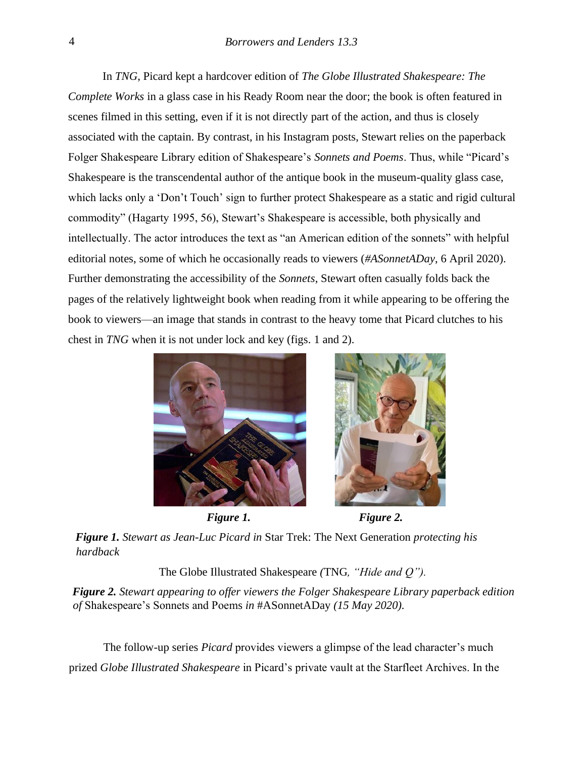In *TNG*, Picard kept a hardcover edition of *The Globe Illustrated Shakespeare: The Complete Works* in a glass case in his Ready Room near the door; the book is often featured in scenes filmed in this setting, even if it is not directly part of the action, and thus is closely associated with the captain. By contrast, in his Instagram posts, Stewart relies on the paperback Folger Shakespeare Library edition of Shakespeare's *Sonnets and Poems*. Thus, while "Picard's Shakespeare is the transcendental author of the antique book in the museum-quality glass case, which lacks only a 'Don't Touch' sign to further protect Shakespeare as a static and rigid cultural commodity" (Hagarty 1995, 56), Stewart's Shakespeare is accessible, both physically and intellectually. The actor introduces the text as "an American edition of the sonnets" with helpful editorial notes, some of which he occasionally reads to viewers (*#ASonnetADay*, 6 April 2020). Further demonstrating the accessibility of the *Sonnets*, Stewart often casually folds back the pages of the relatively lightweight book when reading from it while appearing to be offering the book to viewers—an image that stands in contrast to the heavy tome that Picard clutches to his chest in *TNG* when it is not under lock and key (figs. 1 and 2).

***Figure 1.*** ***Figure 2.***

***Figure 1.*** *Stewart as Jean-Luc Picard in* Star Trek: The Next Generation *protecting his hardback* The Globe Illustrated Shakespeare *(*TNG*, "Hide and Q").*

***Figure 2.*** *Stewart appearing to offer viewers the Folger Shakespeare Library paperback edition of* Shakespeare's Sonnets and Poems *in* #ASonnetADay *(15 May 2020).*

The follow-up series *Picard* provides viewers a glimpse of the lead character's much prized *Globe Illustrated Shakespeare* in Picard's private vault at the Starfleet Archives. In the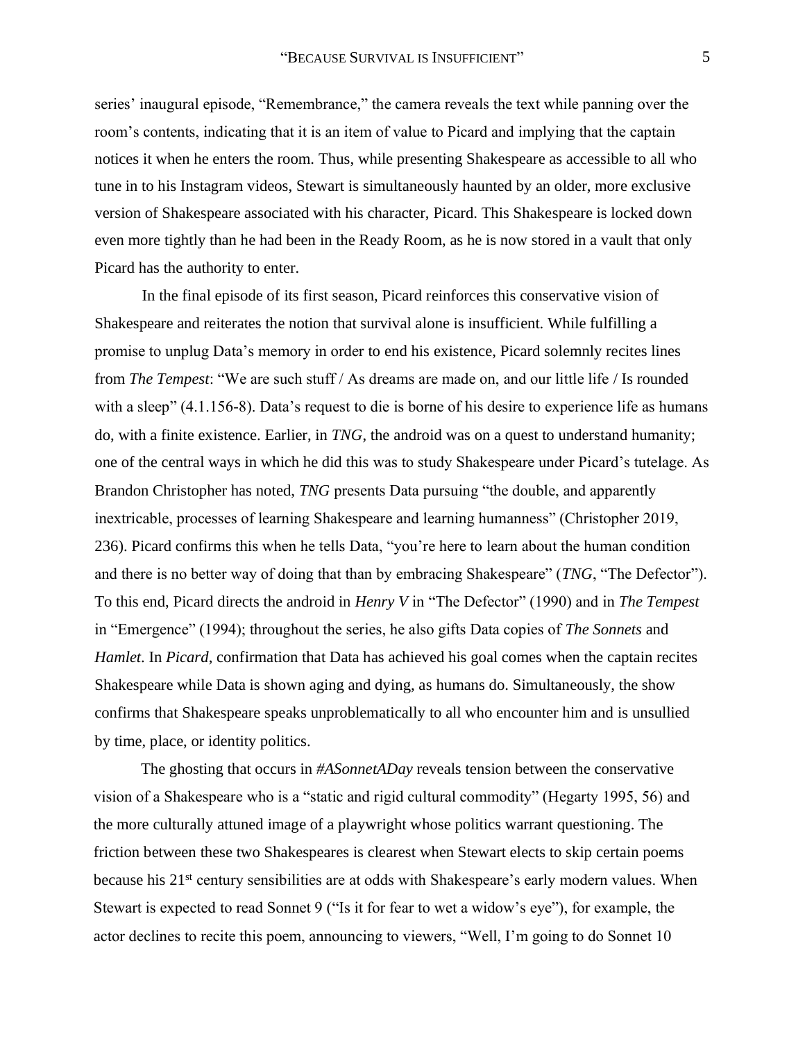series' inaugural episode, "Remembrance," the camera reveals the text while panning over the room's contents, indicating that it is an item of value to Picard and implying that the captain notices it when he enters the room. Thus, while presenting Shakespeare as accessible to all who tune in to his Instagram videos, Stewart is simultaneously haunted by an older, more exclusive version of Shakespeare associated with his character, Picard. This Shakespeare is locked down even more tightly than he had been in the Ready Room, as he is now stored in a vault that only Picard has the authority to enter.

In the final episode of its first season, Picard reinforces this conservative vision of Shakespeare and reiterates the notion that survival alone is insufficient. While fulfilling a promise to unplug Data's memory in order to end his existence, Picard solemnly recites lines from *The Tempest*: "We are such stuff / As dreams are made on, and our little life / Is rounded with a sleep" (4.1.156-8). Data's request to die is borne of his desire to experience life as humans do, with a finite existence. Earlier, in *TNG*, the android was on a quest to understand humanity; one of the central ways in which he did this was to study Shakespeare under Picard's tutelage. As Brandon Christopher has noted, *TNG* presents Data pursuing "the double, and apparently inextricable, processes of learning Shakespeare and learning humanness" (Christopher 2019, 236). Picard confirms this when he tells Data, "you're here to learn about the human condition and there is no better way of doing that than by embracing Shakespeare" (*TNG*, "The Defector"). To this end, Picard directs the android in *Henry V* in "The Defector" (1990) and in *The Tempest* in "Emergence" (1994); throughout the series, he also gifts Data copies of *The Sonnets* and *Hamlet*. In *Picard*, confirmation that Data has achieved his goal comes when the captain recites Shakespeare while Data is shown aging and dying, as humans do. Simultaneously, the show confirms that Shakespeare speaks unproblematically to all who encounter him and is unsullied by time, place, or identity politics.

The ghosting that occurs in *#ASonnetADay* reveals tension between the conservative vision of a Shakespeare who is a "static and rigid cultural commodity" (Hegarty 1995, 56) and the more culturally attuned image of a playwright whose politics warrant questioning. The friction between these two Shakespeares is clearest when Stewart elects to skip certain poems because his 21st century sensibilities are at odds with Shakespeare's early modern values. When Stewart is expected to read Sonnet 9 ("Is it for fear to wet a widow's eye"), for example, the actor declines to recite this poem, announcing to viewers, "Well, I'm going to do Sonnet 10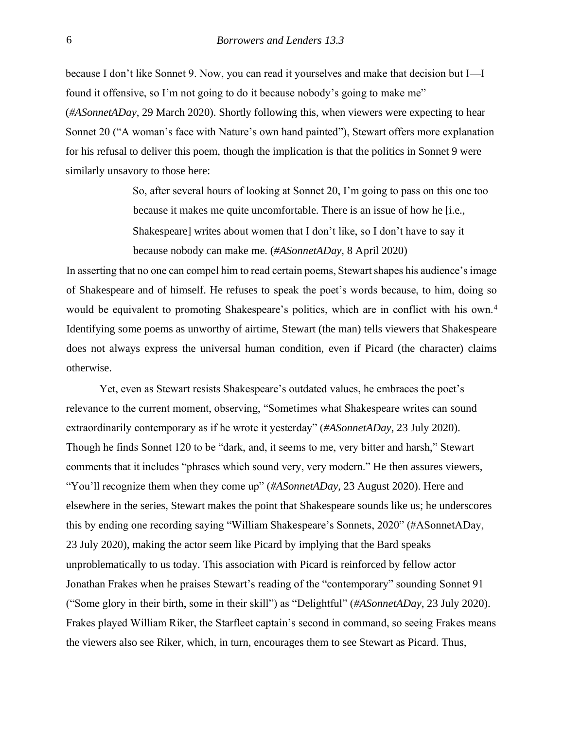because I don't like Sonnet 9. Now, you can read it yourselves and make that decision but I—I found it offensive, so I'm not going to do it because nobody's going to make me" (*#ASonnetADay*, 29 March 2020). Shortly following this, when viewers were expecting to hear Sonnet 20 ("A woman's face with Nature's own hand painted"), Stewart offers more explanation for his refusal to deliver this poem, though the implication is that the politics in Sonnet 9 were similarly unsavory to those here:

> So, after several hours of looking at Sonnet 20, I'm going to pass on this one too because it makes me quite uncomfortable. There is an issue of how he [i.e., Shakespeare] writes about women that I don't like, so I don't have to say it because nobody can make me. (*#ASonnetADay*, 8 April 2020)

In asserting that no one can compel him to read certain poems, Stewart shapes his audience's image of Shakespeare and of himself. He refuses to speak the poet's words because, to him, doing so would be equivalent to promoting Shakespeare's politics, which are in conflict with his own.[4] Identifying some poems as unworthy of airtime, Stewart (the man) tells viewers that Shakespeare does not always express the universal human condition, even if Picard (the character) claims otherwise.

Yet, even as Stewart resists Shakespeare's outdated values, he embraces the poet's relevance to the current moment, observing, "Sometimes what Shakespeare writes can sound extraordinarily contemporary as if he wrote it yesterday" (*#ASonnetADay*, 23 July 2020). Though he finds Sonnet 120 to be "dark, and, it seems to me, very bitter and harsh," Stewart comments that it includes "phrases which sound very, very modern." He then assures viewers, "You'll recognize them when they come up" (*#ASonnetADay*, 23 August 2020). Here and elsewhere in the series, Stewart makes the point that Shakespeare sounds like us; he underscores this by ending one recording saying "William Shakespeare's Sonnets, 2020" (#ASonnetADay, 23 July 2020), making the actor seem like Picard by implying that the Bard speaks unproblematically to us today. This association with Picard is reinforced by fellow actor Jonathan Frakes when he praises Stewart's reading of the "contemporary" sounding Sonnet 91 ("Some glory in their birth, some in their skill") as "Delightful" (*#ASonnetADay*, 23 July 2020). Frakes played William Riker, the Starfleet captain's second in command, so seeing Frakes means the viewers also see Riker, which, in turn, encourages them to see Stewart as Picard. Thus,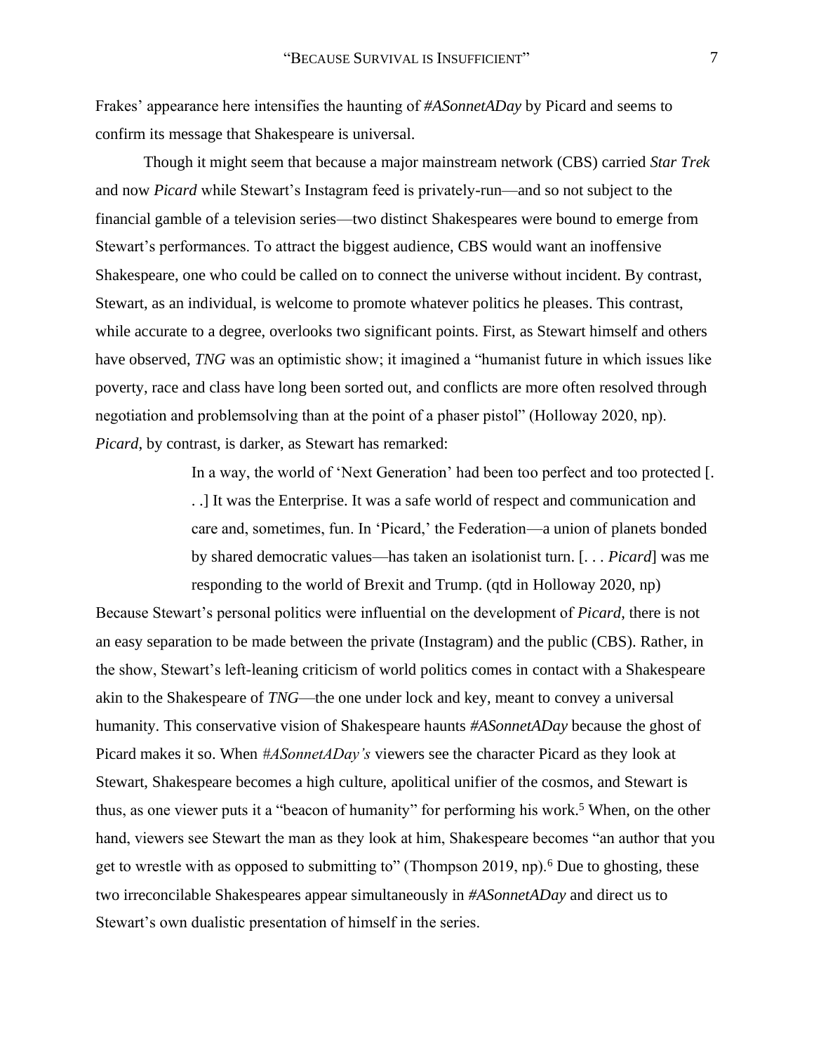Frakes' appearance here intensifies the haunting of *#ASonnetADay* by Picard and seems to confirm its message that Shakespeare is universal.

Though it might seem that because a major mainstream network (CBS) carried *Star Trek* and now *Picard* while Stewart's Instagram feed is privately-run—and so not subject to the financial gamble of a television series—two distinct Shakespeares were bound to emerge from Stewart's performances. To attract the biggest audience, CBS would want an inoffensive Shakespeare, one who could be called on to connect the universe without incident. By contrast, Stewart, as an individual, is welcome to promote whatever politics he pleases. This contrast, while accurate to a degree, overlooks two significant points. First, as Stewart himself and others have observed, *TNG* was an optimistic show; it imagined a "humanist future in which issues like poverty, race and class have long been sorted out, and conflicts are more often resolved through negotiation and problemsolving than at the point of a phaser pistol" (Holloway 2020, np). *Picard*, by contrast, is darker, as Stewart has remarked:

> In a way, the world of 'Next Generation' had been too perfect and too protected [. . .] It was the Enterprise. It was a safe world of respect and communication and care and, sometimes, fun. In 'Picard,' the Federation—a union of planets bonded by shared democratic values—has taken an isolationist turn. [. . . *Picard*] was me responding to the world of Brexit and Trump. (qtd in Holloway 2020, np)

Because Stewart's personal politics were influential on the development of *Picard*, there is not an easy separation to be made between the private (Instagram) and the public (CBS). Rather, in the show, Stewart's left-leaning criticism of world politics comes in contact with a Shakespeare akin to the Shakespeare of *TNG*—the one under lock and key, meant to convey a universal humanity. This conservative vision of Shakespeare haunts *#ASonnetADay* because the ghost of Picard makes it so. When *#ASonnetADay's* viewers see the character Picard as they look at Stewart, Shakespeare becomes a high culture, apolitical unifier of the cosmos, and Stewart is thus, as one viewer puts it a "beacon of humanity" for performing his work.[5] When, on the other hand, viewers see Stewart the man as they look at him, Shakespeare becomes "an author that you get to wrestle with as opposed to submitting to" (Thompson 2019, np).[6] Due to ghosting, these two irreconcilable Shakespeares appear simultaneously in *#ASonnetADay* and direct us to Stewart's own dualistic presentation of himself in the series.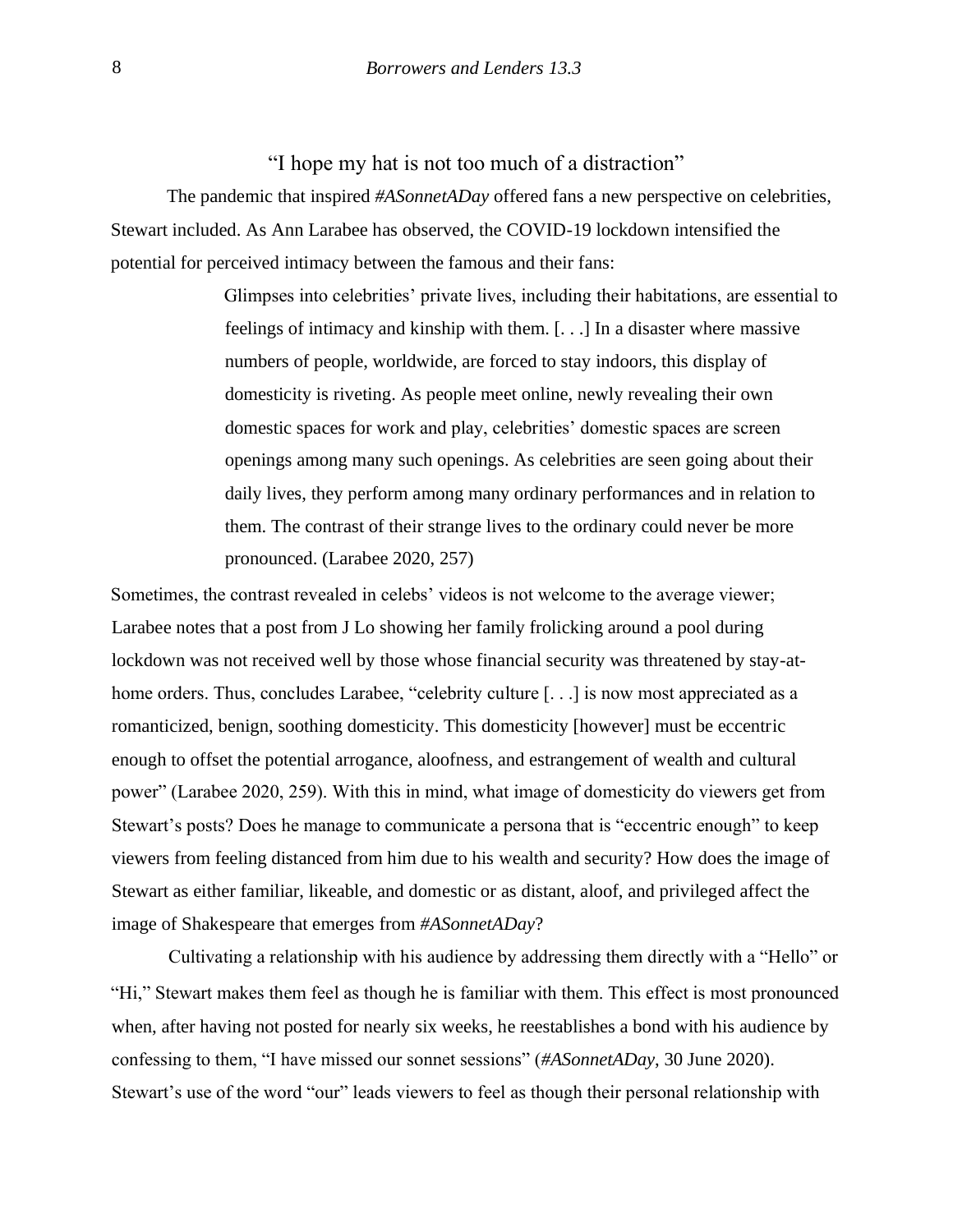## “I hope my hat is not too much of a distraction”

The pandemic that inspired *#ASonnetADay* offered fans a new perspective on celebrities, Stewart included. As Ann Larabee has observed, the COVID-19 lockdown intensified the potential for perceived intimacy between the famous and their fans:

> Glimpses into celebrities’ private lives, including their habitations, are essential to feelings of intimacy and kinship with them. [. . .] In a disaster where massive numbers of people, worldwide, are forced to stay indoors, this display of domesticity is riveting. As people meet online, newly revealing their own domestic spaces for work and play, celebrities’ domestic spaces are screen openings among many such openings. As celebrities are seen going about their daily lives, they perform among many ordinary performances and in relation to them. The contrast of their strange lives to the ordinary could never be more pronounced. (Larabee 2020, 257)

Sometimes, the contrast revealed in celebs’ videos is not welcome to the average viewer; Larabee notes that a post from J Lo showing her family frolicking around a pool during lockdown was not received well by those whose financial security was threatened by stay-at-home orders. Thus, concludes Larabee, “celebrity culture [. . .] is now most appreciated as a romanticized, benign, soothing domesticity. This domesticity [however] must be eccentric enough to offset the potential arrogance, aloofness, and estrangement of wealth and cultural power” (Larabee 2020, 259). With this in mind, what image of domesticity do viewers get from Stewart’s posts? Does he manage to communicate a persona that is “eccentric enough” to keep viewers from feeling distanced from him due to his wealth and security? How does the image of Stewart as either familiar, likeable, and domestic or as distant, aloof, and privileged affect the image of Shakespeare that emerges from *#ASonnetADay*?

Cultivating a relationship with his audience by addressing them directly with a “Hello” or “Hi,” Stewart makes them feel as though he is familiar with them. This effect is most pronounced when, after having not posted for nearly six weeks, he reestablishes a bond with his audience by confessing to them, “I have missed our sonnet sessions” (*#ASonnetADay*, 30 June 2020). Stewart’s use of the word “our” leads viewers to feel as though their personal relationship with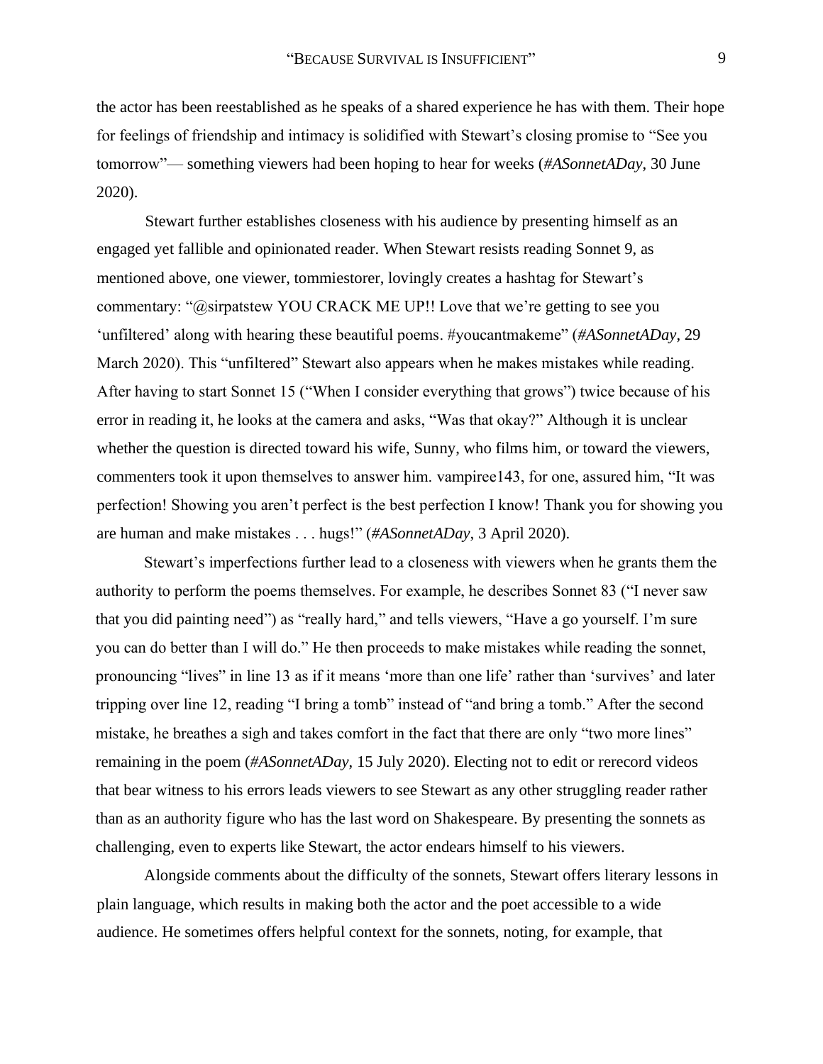the actor has been reestablished as he speaks of a shared experience he has with them. Their hope for feelings of friendship and intimacy is solidified with Stewart's closing promise to "See you tomorrow"— something viewers had been hoping to hear for weeks (*#ASonnetADay*, 30 June 2020).

Stewart further establishes closeness with his audience by presenting himself as an engaged yet fallible and opinionated reader. When Stewart resists reading Sonnet 9, as mentioned above, one viewer, tommiestorer, lovingly creates a hashtag for Stewart's commentary: "@sirpatstew YOU CRACK ME UP!! Love that we're getting to see you 'unfiltered' along with hearing these beautiful poems. #youcantmakeme" (*#ASonnetADay*, 29 March 2020). This "unfiltered" Stewart also appears when he makes mistakes while reading. After having to start Sonnet 15 ("When I consider everything that grows") twice because of his error in reading it, he looks at the camera and asks, "Was that okay?" Although it is unclear whether the question is directed toward his wife, Sunny, who films him, or toward the viewers, commenters took it upon themselves to answer him. vampiree143, for one, assured him, "It was perfection! Showing you aren't perfect is the best perfection I know! Thank you for showing you are human and make mistakes . . . hugs!" (*#ASonnetADay*, 3 April 2020).

Stewart's imperfections further lead to a closeness with viewers when he grants them the authority to perform the poems themselves. For example, he describes Sonnet 83 ("I never saw that you did painting need") as "really hard," and tells viewers, "Have a go yourself. I'm sure you can do better than I will do." He then proceeds to make mistakes while reading the sonnet, pronouncing "lives" in line 13 as if it means 'more than one life' rather than 'survives' and later tripping over line 12, reading "I bring a tomb" instead of "and bring a tomb." After the second mistake, he breathes a sigh and takes comfort in the fact that there are only "two more lines" remaining in the poem (*#ASonnetADay*, 15 July 2020). Electing not to edit or rerecord videos that bear witness to his errors leads viewers to see Stewart as any other struggling reader rather than as an authority figure who has the last word on Shakespeare. By presenting the sonnets as challenging, even to experts like Stewart, the actor endears himself to his viewers.

Alongside comments about the difficulty of the sonnets, Stewart offers literary lessons in plain language, which results in making both the actor and the poet accessible to a wide audience. He sometimes offers helpful context for the sonnets, noting, for example, that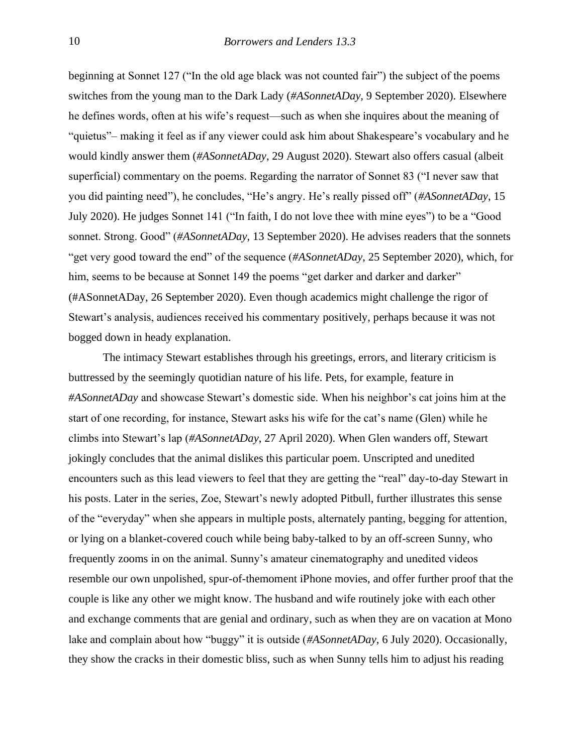beginning at Sonnet 127 ("In the old age black was not counted fair") the subject of the poems switches from the young man to the Dark Lady (*#ASonnetADay,* 9 September 2020). Elsewhere he defines words, often at his wife's request—such as when she inquires about the meaning of "quietus"– making it feel as if any viewer could ask him about Shakespeare's vocabulary and he would kindly answer them (*#ASonnetADay*, 29 August 2020). Stewart also offers casual (albeit superficial) commentary on the poems. Regarding the narrator of Sonnet 83 ("I never saw that you did painting need"), he concludes, "He's angry. He's really pissed off" (*#ASonnetADay*, 15 July 2020). He judges Sonnet 141 ("In faith, I do not love thee with mine eyes") to be a "Good sonnet. Strong. Good" (*#ASonnetADay*, 13 September 2020). He advises readers that the sonnets "get very good toward the end" of the sequence (*#ASonnetADay*, 25 September 2020), which, for him, seems to be because at Sonnet 149 the poems "get darker and darker and darker" (#ASonnetADay, 26 September 2020). Even though academics might challenge the rigor of Stewart's analysis, audiences received his commentary positively, perhaps because it was not bogged down in heady explanation.

The intimacy Stewart establishes through his greetings, errors, and literary criticism is buttressed by the seemingly quotidian nature of his life. Pets, for example, feature in *#ASonnetADay* and showcase Stewart's domestic side. When his neighbor's cat joins him at the start of one recording, for instance, Stewart asks his wife for the cat's name (Glen) while he climbs into Stewart's lap (*#ASonnetADay*, 27 April 2020). When Glen wanders off, Stewart jokingly concludes that the animal dislikes this particular poem. Unscripted and unedited encounters such as this lead viewers to feel that they are getting the "real" day-to-day Stewart in his posts. Later in the series, Zoe, Stewart's newly adopted Pitbull, further illustrates this sense of the "everyday" when she appears in multiple posts, alternately panting, begging for attention, or lying on a blanket-covered couch while being baby-talked to by an off-screen Sunny, who frequently zooms in on the animal. Sunny's amateur cinematography and unedited videos resemble our own unpolished, spur-of-themoment iPhone movies, and offer further proof that the couple is like any other we might know. The husband and wife routinely joke with each other and exchange comments that are genial and ordinary, such as when they are on vacation at Mono lake and complain about how "buggy" it is outside (*#ASonnetADay*, 6 July 2020). Occasionally, they show the cracks in their domestic bliss, such as when Sunny tells him to adjust his reading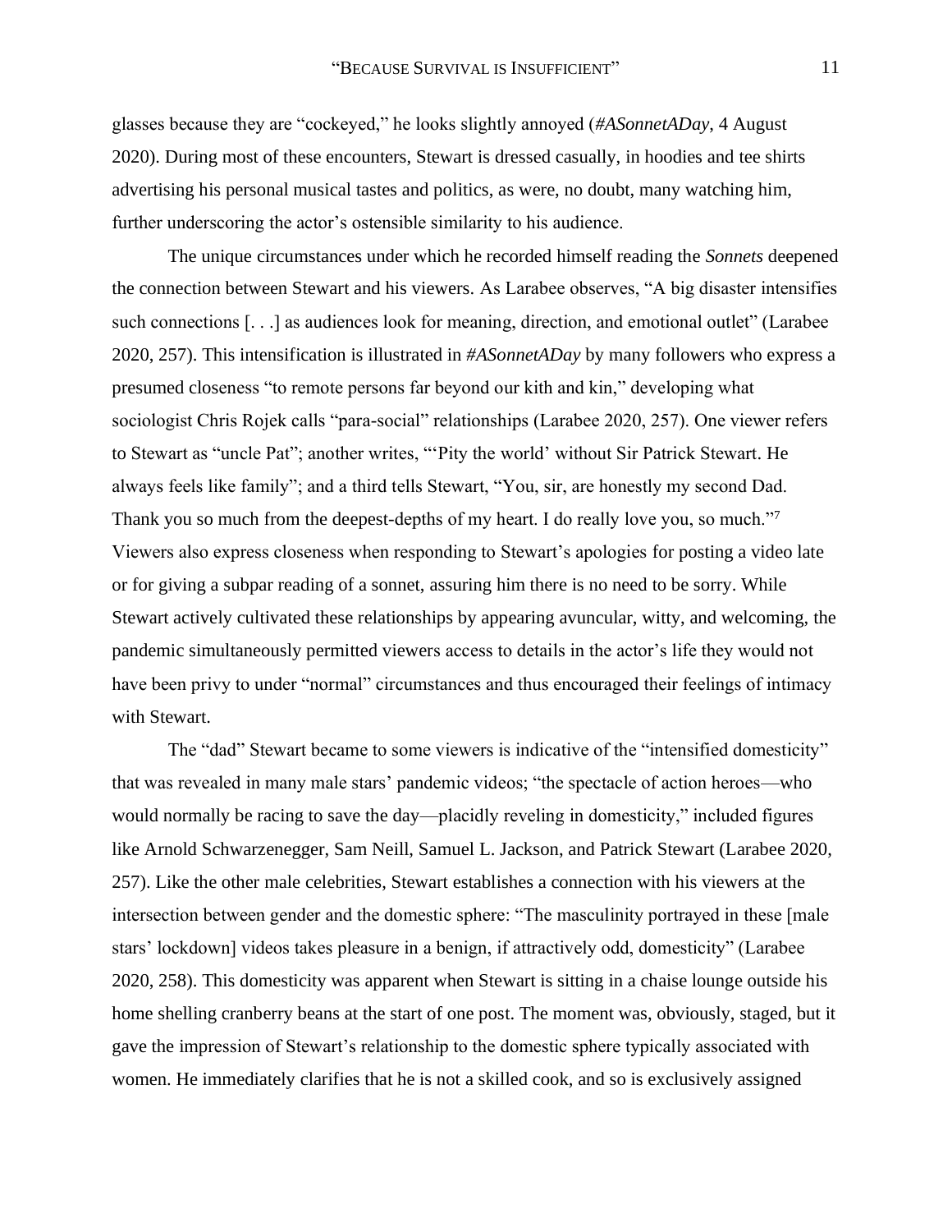glasses because they are "cockeyed," he looks slightly annoyed (*#ASonnetADay*, 4 August 2020). During most of these encounters, Stewart is dressed casually, in hoodies and tee shirts advertising his personal musical tastes and politics, as were, no doubt, many watching him, further underscoring the actor's ostensible similarity to his audience.

The unique circumstances under which he recorded himself reading the *Sonnets* deepened the connection between Stewart and his viewers. As Larabee observes, "A big disaster intensifies such connections [. . .] as audiences look for meaning, direction, and emotional outlet" (Larabee 2020, 257). This intensification is illustrated in *#ASonnetADay* by many followers who express a presumed closeness "to remote persons far beyond our kith and kin," developing what sociologist Chris Rojek calls "para-social" relationships (Larabee 2020, 257). One viewer refers to Stewart as "uncle Pat"; another writes, "'Pity the world' without Sir Patrick Stewart. He always feels like family"; and a third tells Stewart, "You, sir, are honestly my second Dad. Thank you so much from the deepest-depths of my heart. I do really love you, so much."[7] Viewers also express closeness when responding to Stewart's apologies for posting a video late or for giving a subpar reading of a sonnet, assuring him there is no need to be sorry. While Stewart actively cultivated these relationships by appearing avuncular, witty, and welcoming, the pandemic simultaneously permitted viewers access to details in the actor's life they would not have been privy to under "normal" circumstances and thus encouraged their feelings of intimacy with Stewart.

The "dad" Stewart became to some viewers is indicative of the "intensified domesticity" that was revealed in many male stars' pandemic videos; "the spectacle of action heroes—who would normally be racing to save the day—placidly reveling in domesticity," included figures like Arnold Schwarzenegger, Sam Neill, Samuel L. Jackson, and Patrick Stewart (Larabee 2020, 257). Like the other male celebrities, Stewart establishes a connection with his viewers at the intersection between gender and the domestic sphere: "The masculinity portrayed in these [male stars' lockdown] videos takes pleasure in a benign, if attractively odd, domesticity" (Larabee 2020, 258). This domesticity was apparent when Stewart is sitting in a chaise lounge outside his home shelling cranberry beans at the start of one post. The moment was, obviously, staged, but it gave the impression of Stewart's relationship to the domestic sphere typically associated with women. He immediately clarifies that he is not a skilled cook, and so is exclusively assigned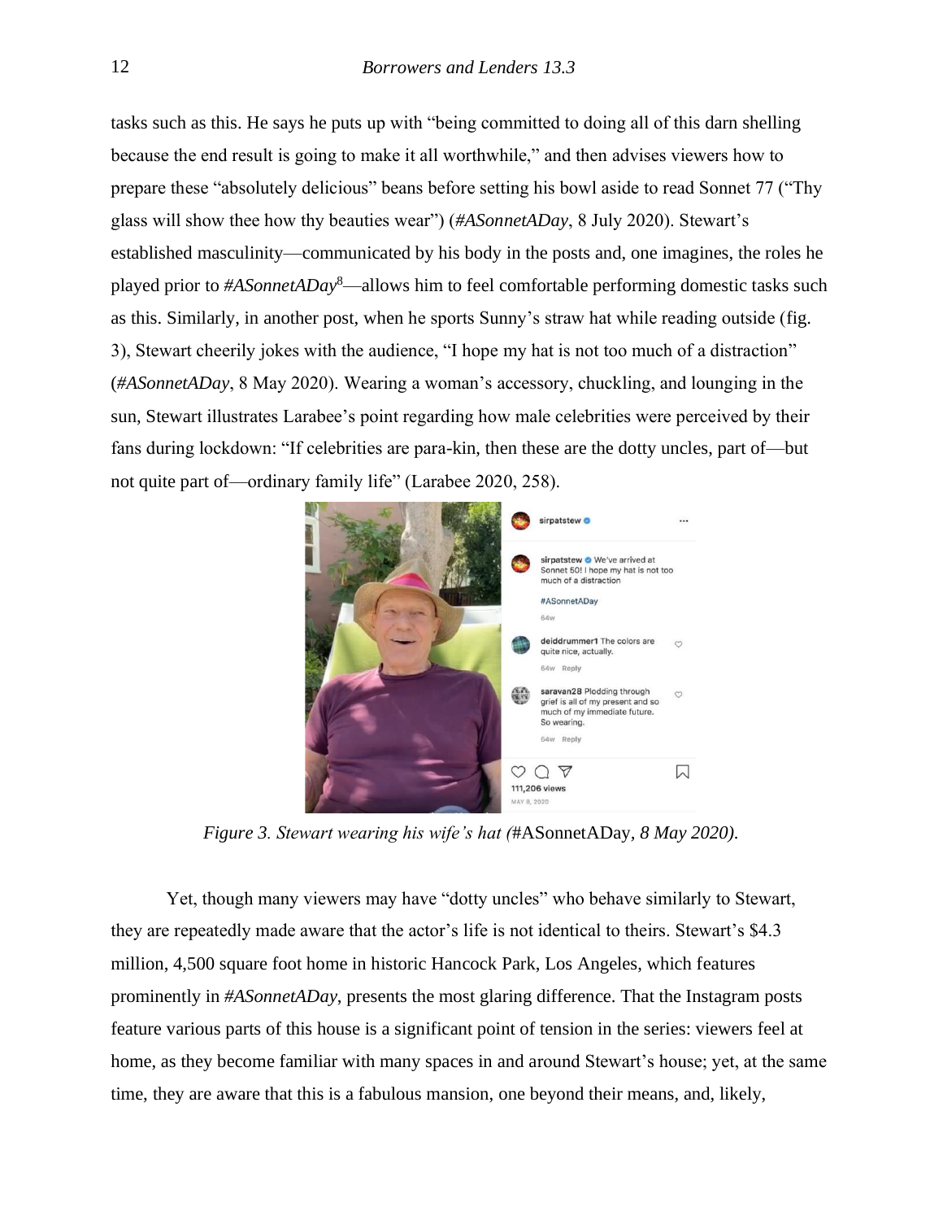tasks such as this. He says he puts up with "being committed to doing all of this darn shelling because the end result is going to make it all worthwhile," and then advises viewers how to prepare these "absolutely delicious" beans before setting his bowl aside to read Sonnet 77 ("Thy glass will show thee how thy beauties wear") (*#ASonnetADay*, 8 July 2020). Stewart's established masculinity—communicated by his body in the posts and, one imagines, the roles he played prior to *#ASonnetADay*[8]—allows him to feel comfortable performing domestic tasks such as this. Similarly, in another post, when he sports Sunny's straw hat while reading outside (fig. 3), Stewart cheerily jokes with the audience, "I hope my hat is not too much of a distraction" (*#ASonnetADay*, 8 May 2020). Wearing a woman's accessory, chuckling, and lounging in the sun, Stewart illustrates Larabee's point regarding how male celebrities were perceived by their fans during lockdown: "If celebrities are para-kin, then these are the dotty uncles, part of—but not quite part of—ordinary family life" (Larabee 2020, 258).

*Figure 3. Stewart wearing his wife's hat (*#ASonnetADay, *8 May 2020).*

Yet, though many viewers may have "dotty uncles" who behave similarly to Stewart, they are repeatedly made aware that the actor's life is not identical to theirs. Stewart's $4.3 million, 4,500 square foot home in historic Hancock Park, Los Angeles, which features prominently in *#ASonnetADay*, presents the most glaring difference. That the Instagram posts feature various parts of this house is a significant point of tension in the series: viewers feel at home, as they become familiar with many spaces in and around Stewart's house; yet, at the same time, they are aware that this is a fabulous mansion, one beyond their means, and, likely,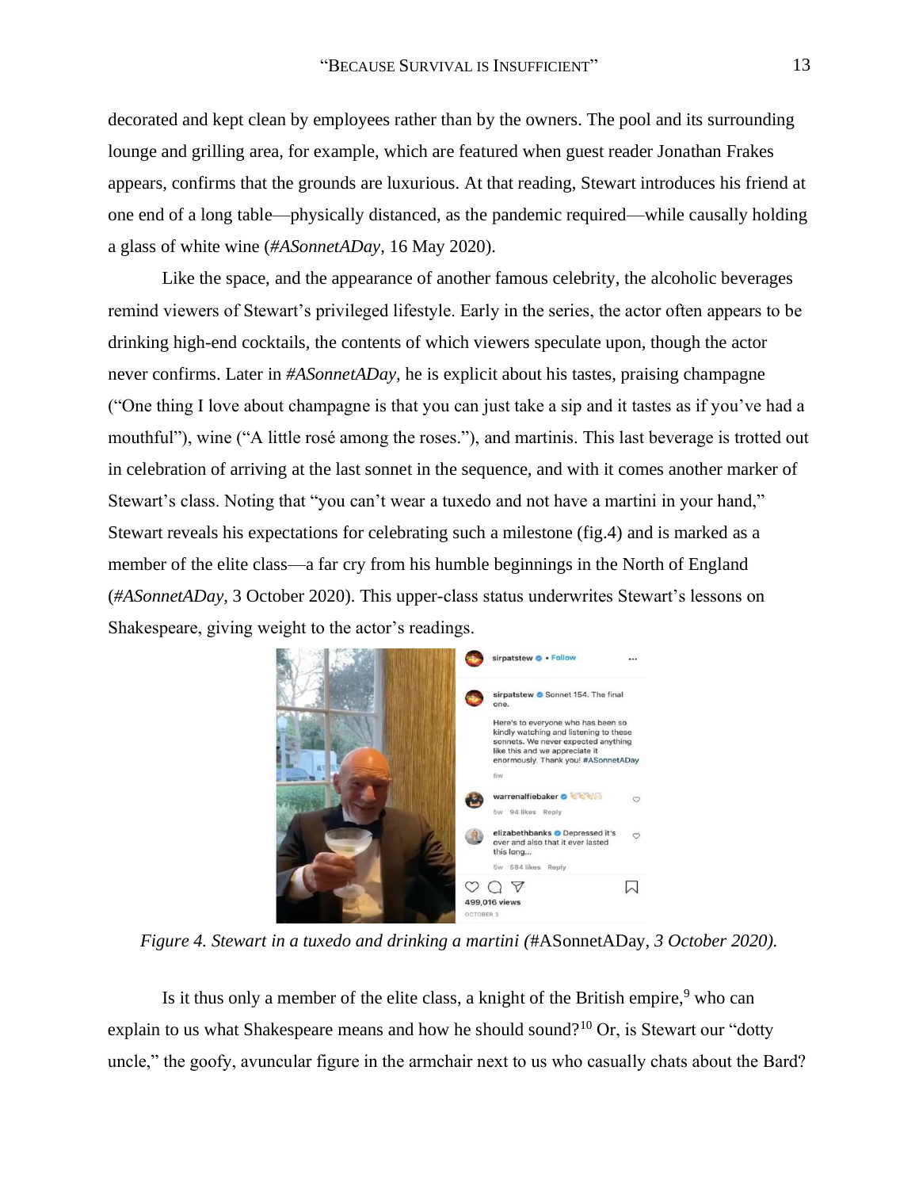decorated and kept clean by employees rather than by the owners. The pool and its surrounding lounge and grilling area, for example, which are featured when guest reader Jonathan Frakes appears, confirms that the grounds are luxurious. At that reading, Stewart introduces his friend at one end of a long table—physically distanced, as the pandemic required—while causally holding a glass of white wine (*#ASonnetADay*, 16 May 2020).

Like the space, and the appearance of another famous celebrity, the alcoholic beverages remind viewers of Stewart's privileged lifestyle. Early in the series, the actor often appears to be drinking high-end cocktails, the contents of which viewers speculate upon, though the actor never confirms. Later in *#ASonnetADay*, he is explicit about his tastes, praising champagne ("One thing I love about champagne is that you can just take a sip and it tastes as if you've had a mouthful"), wine ("A little rosé among the roses."), and martinis. This last beverage is trotted out in celebration of arriving at the last sonnet in the sequence, and with it comes another marker of Stewart's class. Noting that "you can't wear a tuxedo and not have a martini in your hand," Stewart reveals his expectations for celebrating such a milestone (fig.4) and is marked as a member of the elite class—a far cry from his humble beginnings in the North of England (*#ASonnetADay*, 3 October 2020). This upper-class status underwrites Stewart's lessons on Shakespeare, giving weight to the actor's readings.

*Figure 4. Stewart in a tuxedo and drinking a martini (*#ASonnetADay*, 3 October 2020).*

Is it thus only a member of the elite class, a knight of the British empire,[9] who can explain to us what Shakespeare means and how he should sound?[10] Or, is Stewart our "dotty uncle," the goofy, avuncular figure in the armchair next to us who casually chats about the Bard?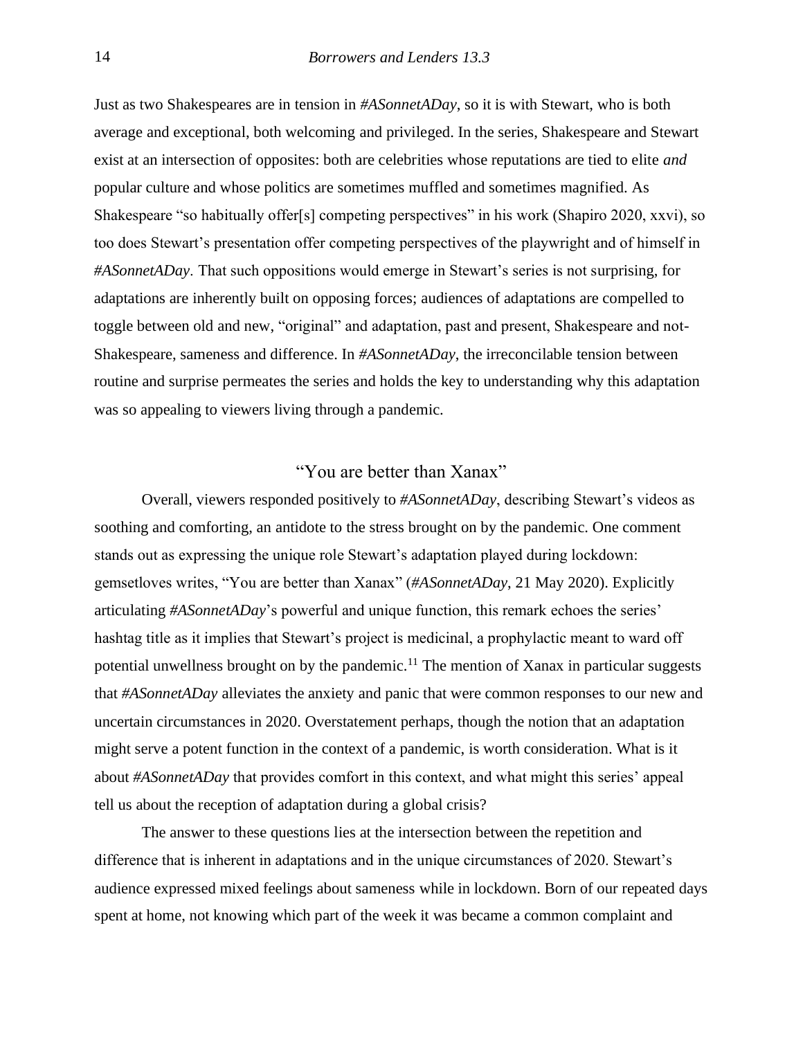Just as two Shakespeares are in tension in *#ASonnetADay*, so it is with Stewart, who is both average and exceptional, both welcoming and privileged. In the series, Shakespeare and Stewart exist at an intersection of opposites: both are celebrities whose reputations are tied to elite *and* popular culture and whose politics are sometimes muffled and sometimes magnified. As Shakespeare "so habitually offer[s] competing perspectives" in his work (Shapiro 2020, xxvi), so too does Stewart's presentation offer competing perspectives of the playwright and of himself in *#ASonnetADay*. That such oppositions would emerge in Stewart's series is not surprising, for adaptations are inherently built on opposing forces; audiences of adaptations are compelled to toggle between old and new, "original" and adaptation, past and present, Shakespeare and not-Shakespeare, sameness and difference. In *#ASonnetADay*, the irreconcilable tension between routine and surprise permeates the series and holds the key to understanding why this adaptation was so appealing to viewers living through a pandemic.

## "You are better than Xanax"

Overall, viewers responded positively to *#ASonnetADay*, describing Stewart's videos as soothing and comforting, an antidote to the stress brought on by the pandemic. One comment stands out as expressing the unique role Stewart's adaptation played during lockdown: gemsetloves writes, "You are better than Xanax" (*#ASonnetADay*, 21 May 2020). Explicitly articulating *#ASonnetADay*'s powerful and unique function, this remark echoes the series' hashtag title as it implies that Stewart's project is medicinal, a prophylactic meant to ward off potential unwellness brought on by the pandemic.[11] The mention of Xanax in particular suggests that *#ASonnetADay* alleviates the anxiety and panic that were common responses to our new and uncertain circumstances in 2020. Overstatement perhaps, though the notion that an adaptation might serve a potent function in the context of a pandemic, is worth consideration. What is it about *#ASonnetADay* that provides comfort in this context, and what might this series' appeal tell us about the reception of adaptation during a global crisis?

The answer to these questions lies at the intersection between the repetition and difference that is inherent in adaptations and in the unique circumstances of 2020. Stewart's audience expressed mixed feelings about sameness while in lockdown. Born of our repeated days spent at home, not knowing which part of the week it was became a common complaint and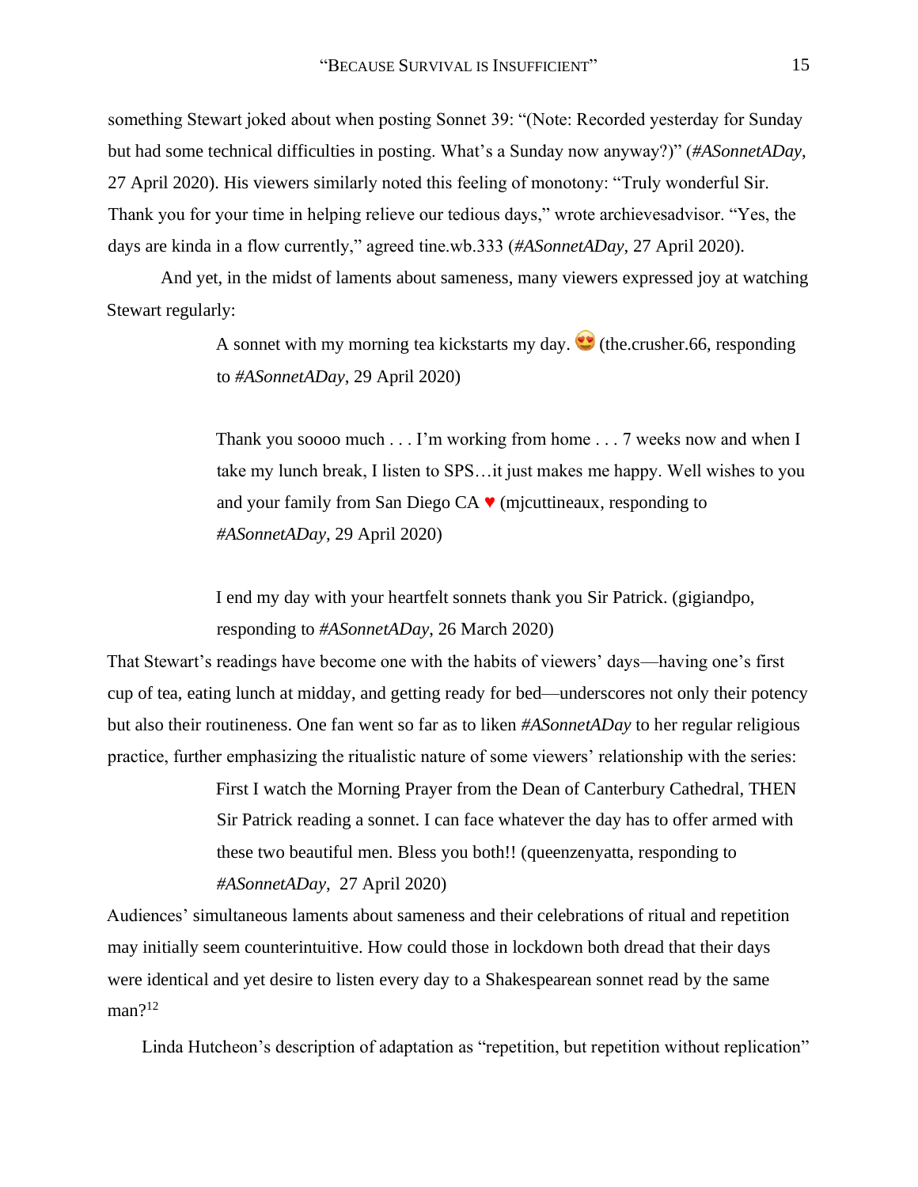something Stewart joked about when posting Sonnet 39: "(Note: Recorded yesterday for Sunday but had some technical difficulties in posting. What's a Sunday now anyway?)" (*#ASonnetADay*, 27 April 2020). His viewers similarly noted this feeling of monotony: "Truly wonderful Sir. Thank you for your time in helping relieve our tedious days," wrote archievesadvisor. "Yes, the days are kinda in a flow currently," agreed tine.wb.333 (*#ASonnetADay*, 27 April 2020).

And yet, in the midst of laments about sameness, many viewers expressed joy at watching Stewart regularly:

> A sonnet with my morning tea kickstarts my day. 😍 (the.crusher.66, responding to *#ASonnetADay*, 29 April 2020)
>
> Thank you soooo much . . . I'm working from home . . . 7 weeks now and when I take my lunch break, I listen to SPS…it just makes me happy. Well wishes to you and your family from San Diego CA ♥ (mjcuttineaux, responding to *#ASonnetADay*, 29 April 2020)
>
> I end my day with your heartfelt sonnets thank you Sir Patrick. (gigiandpo, responding to *#ASonnetADay*, 26 March 2020)

That Stewart's readings have become one with the habits of viewers' days—having one's first cup of tea, eating lunch at midday, and getting ready for bed—underscores not only their potency but also their routineness. One fan went so far as to liken *#ASonnetADay* to her regular religious practice, further emphasizing the ritualistic nature of some viewers' relationship with the series:

> First I watch the Morning Prayer from the Dean of Canterbury Cathedral, THEN Sir Patrick reading a sonnet. I can face whatever the day has to offer armed with these two beautiful men. Bless you both!! (queenzenyatta, responding to *#ASonnetADay*, 27 April 2020)

Audiences' simultaneous laments about sameness and their celebrations of ritual and repetition may initially seem counterintuitive. How could those in lockdown both dread that their days were identical and yet desire to listen every day to a Shakespearean sonnet read by the same man?[12]

Linda Hutcheon's description of adaptation as "repetition, but repetition without replication"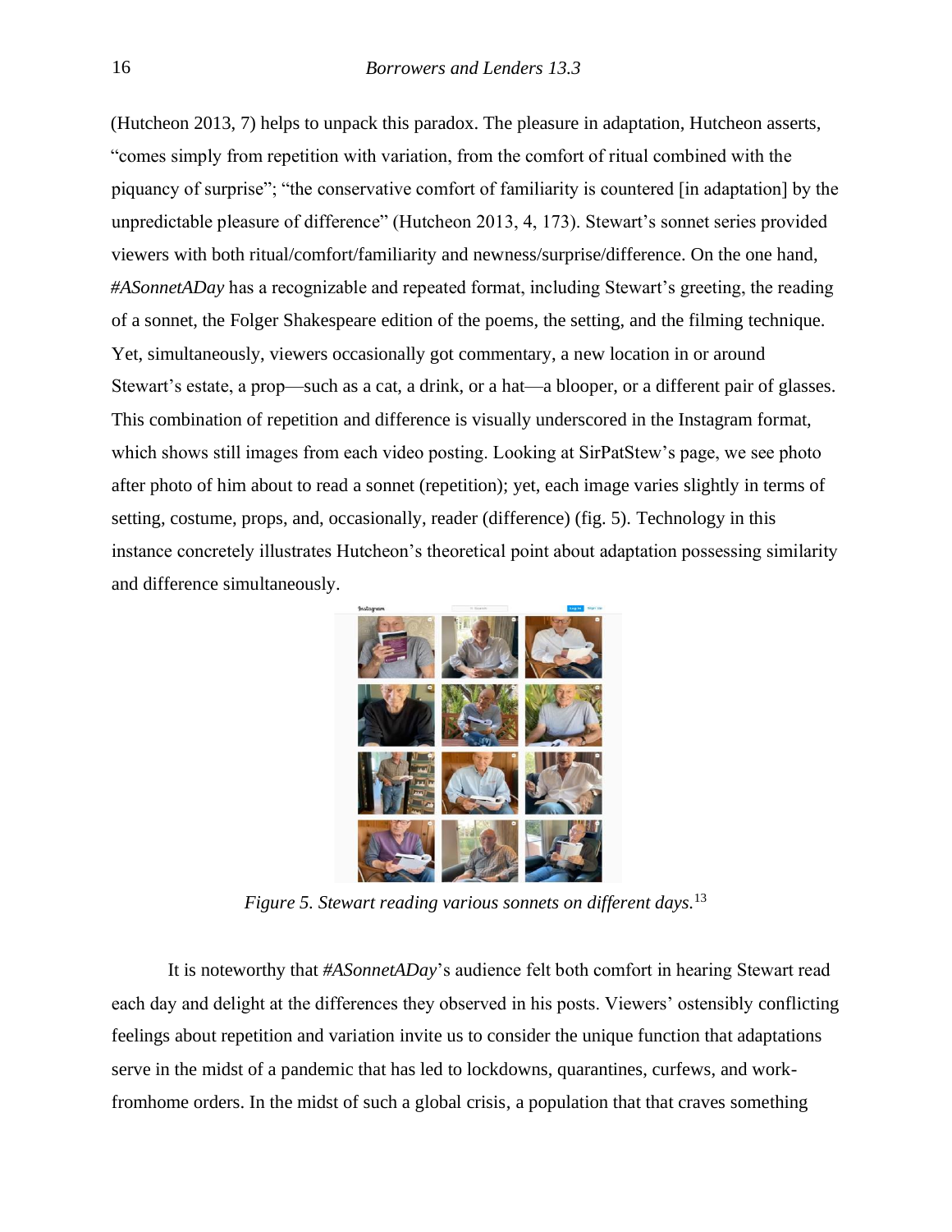(Hutcheon 2013, 7) helps to unpack this paradox. The pleasure in adaptation, Hutcheon asserts, "comes simply from repetition with variation, from the comfort of ritual combined with the piquancy of surprise"; "the conservative comfort of familiarity is countered [in adaptation] by the unpredictable pleasure of difference" (Hutcheon 2013, 4, 173). Stewart's sonnet series provided viewers with both ritual/comfort/familiarity and newness/surprise/difference. On the one hand, *#ASonnetADay* has a recognizable and repeated format, including Stewart's greeting, the reading of a sonnet, the Folger Shakespeare edition of the poems, the setting, and the filming technique. Yet, simultaneously, viewers occasionally got commentary, a new location in or around Stewart's estate, a prop—such as a cat, a drink, or a hat—a blooper, or a different pair of glasses. This combination of repetition and difference is visually underscored in the Instagram format, which shows still images from each video posting. Looking at SirPatStew's page, we see photo after photo of him about to read a sonnet (repetition); yet, each image varies slightly in terms of setting, costume, props, and, occasionally, reader (difference) (fig. 5). Technology in this instance concretely illustrates Hutcheon's theoretical point about adaptation possessing similarity and difference simultaneously.

*Figure 5. Stewart reading various sonnets on different days.*[13]

It is noteworthy that *#ASonnetADay*'s audience felt both comfort in hearing Stewart read each day and delight at the differences they observed in his posts. Viewers' ostensibly conflicting feelings about repetition and variation invite us to consider the unique function that adaptations serve in the midst of a pandemic that has led to lockdowns, quarantines, curfews, and work-fromhome orders. In the midst of such a global crisis, a population that that craves something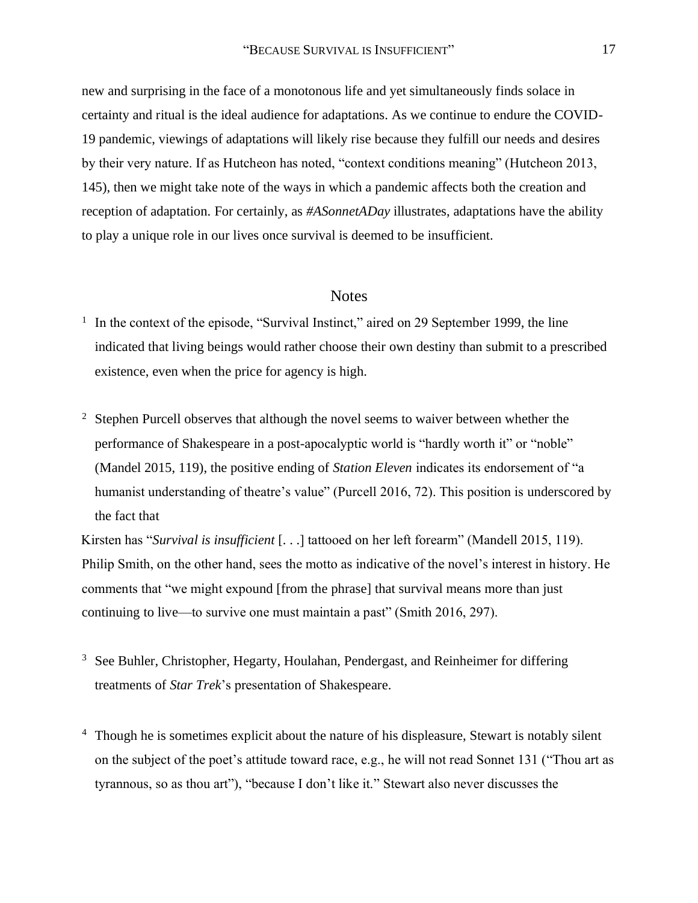new and surprising in the face of a monotonous life and yet simultaneously finds solace in certainty and ritual is the ideal audience for adaptations. As we continue to endure the COVID-19 pandemic, viewings of adaptations will likely rise because they fulfill our needs and desires by their very nature. If as Hutcheon has noted, "context conditions meaning" (Hutcheon 2013, 145), then we might take note of the ways in which a pandemic affects both the creation and reception of adaptation. For certainly, as *#ASonnetADay* illustrates, adaptations have the ability to play a unique role in our lives once survival is deemed to be insufficient.

## Notes

[1] In the context of the episode, "Survival Instinct," aired on 29 September 1999, the line indicated that living beings would rather choose their own destiny than submit to a prescribed existence, even when the price for agency is high.

[2] Stephen Purcell observes that although the novel seems to waiver between whether the performance of Shakespeare in a post-apocalyptic world is "hardly worth it" or "noble" (Mandel 2015, 119), the positive ending of *Station Eleven* indicates its endorsement of "a humanist understanding of theatre's value" (Purcell 2016, 72). This position is underscored by the fact that

Kirsten has "*Survival is insufficient* [. . .] tattooed on her left forearm" (Mandell 2015, 119). Philip Smith, on the other hand, sees the motto as indicative of the novel's interest in history. He comments that "we might expound [from the phrase] that survival means more than just continuing to live—to survive one must maintain a past" (Smith 2016, 297).

[3] See Buhler, Christopher, Hegarty, Houlahan, Pendergast, and Reinheimer for differing treatments of *Star Trek*'s presentation of Shakespeare.

[4] Though he is sometimes explicit about the nature of his displeasure, Stewart is notably silent on the subject of the poet's attitude toward race, e.g., he will not read Sonnet 131 ("Thou art as tyrannous, so as thou art"), "because I don't like it." Stewart also never discusses the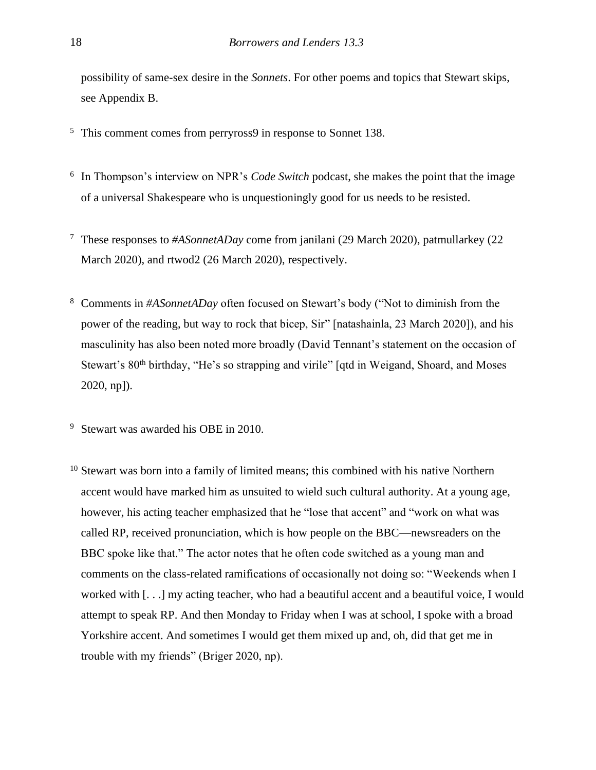possibility of same-sex desire in the *Sonnets*. For other poems and topics that Stewart skips, see Appendix B.

[5] This comment comes from perryross9 in response to Sonnet 138.

[6] In Thompson's interview on NPR's *Code Switch* podcast, she makes the point that the image of a universal Shakespeare who is unquestioningly good for us needs to be resisted.

[7] These responses to *#ASonnetADay* come from janilani (29 March 2020), patmullarkey (22 March 2020), and rtwod2 (26 March 2020), respectively.

[8] Comments in *#ASonnetADay* often focused on Stewart's body ("Not to diminish from the power of the reading, but way to rock that bicep, Sir" [natashainla, 23 March 2020]), and his masculinity has also been noted more broadly (David Tennant's statement on the occasion of Stewart's 80th birthday, "He's so strapping and virile" [qtd in Weigand, Shoard, and Moses 2020, np]).

[9] Stewart was awarded his OBE in 2010.

[10] Stewart was born into a family of limited means; this combined with his native Northern accent would have marked him as unsuited to wield such cultural authority. At a young age, however, his acting teacher emphasized that he "lose that accent" and "work on what was called RP, received pronunciation, which is how people on the BBC—newsreaders on the BBC spoke like that." The actor notes that he often code switched as a young man and comments on the class-related ramifications of occasionally not doing so: "Weekends when I worked with [. . .] my acting teacher, who had a beautiful accent and a beautiful voice, I would attempt to speak RP. And then Monday to Friday when I was at school, I spoke with a broad Yorkshire accent. And sometimes I would get them mixed up and, oh, did that get me in trouble with my friends" (Briger 2020, np).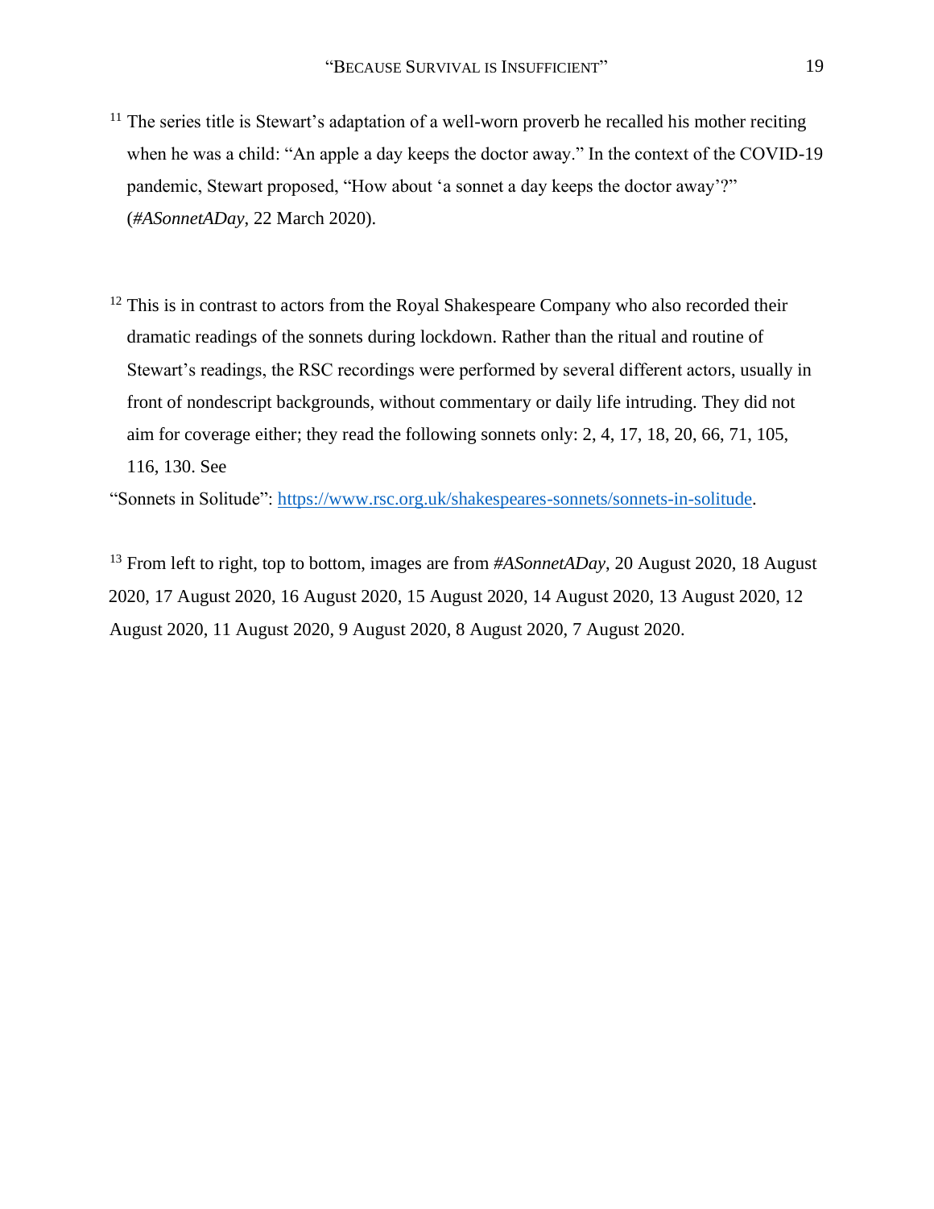[11] The series title is Stewart's adaptation of a well-worn proverb he recalled his mother reciting when he was a child: "An apple a day keeps the doctor away." In the context of the COVID-19 pandemic, Stewart proposed, "How about 'a sonnet a day keeps the doctor away'?" (*#ASonnetADay*, 22 March 2020).

[12] This is in contrast to actors from the Royal Shakespeare Company who also recorded their dramatic readings of the sonnets during lockdown. Rather than the ritual and routine of Stewart's readings, the RSC recordings were performed by several different actors, usually in front of nondescript backgrounds, without commentary or daily life intruding. They did not aim for coverage either; they read the following sonnets only: 2, 4, 17, 18, 20, 66, 71, 105, 116, 130. See "Sonnets in Solitude": https://www.rsc.org.uk/shakespeares-sonnets/sonnets-in-solitude.

[13] From left to right, top to bottom, images are from *#ASonnetADay*, 20 August 2020, 18 August 2020, 17 August 2020, 16 August 2020, 15 August 2020, 14 August 2020, 13 August 2020, 12 August 2020, 11 August 2020, 9 August 2020, 8 August 2020, 7 August 2020.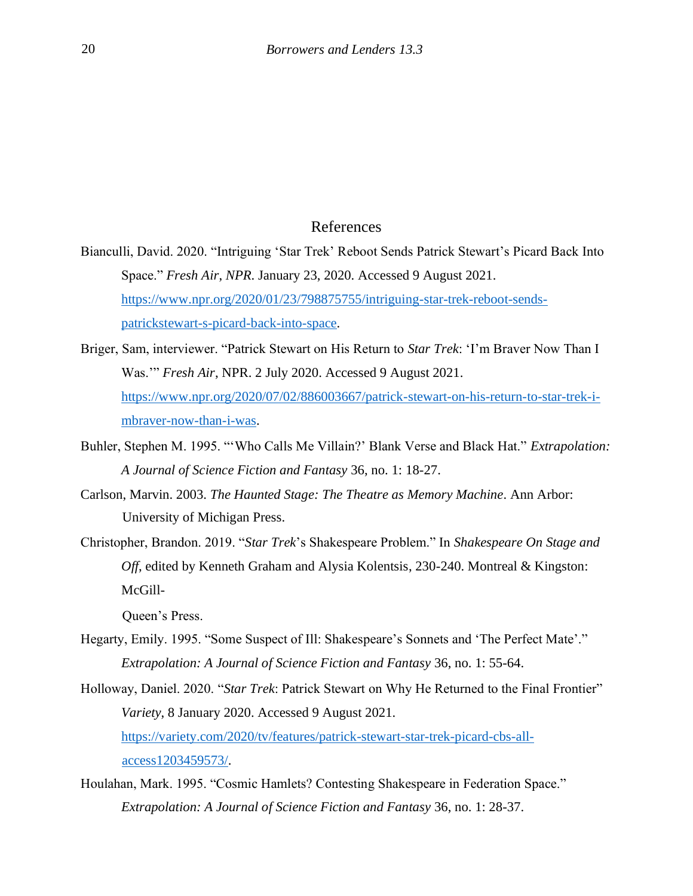## References

Bianculli, David. 2020. "Intriguing 'Star Trek' Reboot Sends Patrick Stewart's Picard Back Into Space." *Fresh Air*, *NPR*. January 23, 2020. Accessed 9 August 2021. https://www.npr.org/2020/01/23/798875755/intriguing-star-trek-reboot-sends-patrickstewart-s-picard-back-into-space.

Briger, Sam, interviewer. "Patrick Stewart on His Return to *Star Trek*: 'I'm Braver Now Than I Was.'" *Fresh Air*, NPR. 2 July 2020. Accessed 9 August 2021. https://www.npr.org/2020/07/02/886003667/patrick-stewart-on-his-return-to-star-trek-i-mbraver-now-than-i-was.

Buhler, Stephen M. 1995. "'Who Calls Me Villain?' Blank Verse and Black Hat." *Extrapolation: A Journal of Science Fiction and Fantasy* 36, no. 1: 18-27.

Carlson, Marvin. 2003. *The Haunted Stage: The Theatre as Memory Machine*. Ann Arbor: University of Michigan Press.

Christopher, Brandon. 2019. "*Star Trek*'s Shakespeare Problem." In *Shakespeare On Stage and Off*, edited by Kenneth Graham and Alysia Kolentsis, 230-240. Montreal & Kingston: McGill-Queen's Press.

Hegarty, Emily. 1995. "Some Suspect of Ill: Shakespeare's Sonnets and 'The Perfect Mate'." *Extrapolation: A Journal of Science Fiction and Fantasy* 36, no. 1: 55-64.

Holloway, Daniel. 2020. "*Star Trek*: Patrick Stewart on Why He Returned to the Final Frontier" *Variety*, 8 January 2020. Accessed 9 August 2021. https://variety.com/2020/tv/features/patrick-stewart-star-trek-picard-cbs-all-access1203459573/.

Houlahan, Mark. 1995. "Cosmic Hamlets? Contesting Shakespeare in Federation Space." *Extrapolation: A Journal of Science Fiction and Fantasy* 36, no. 1: 28-37.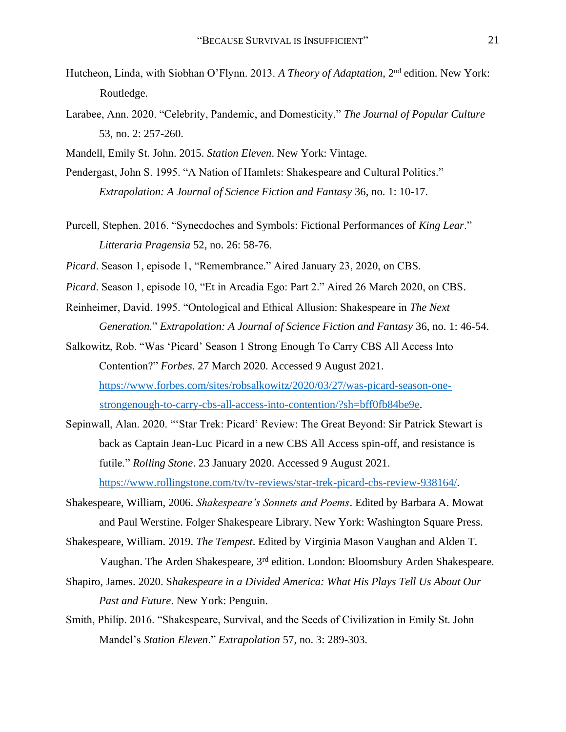Hutcheon, Linda, with Siobhan O'Flynn. 2013. *A Theory of Adaptation*, 2nd edition. New York: Routledge.

Larabee, Ann. 2020. "Celebrity, Pandemic, and Domesticity." *The Journal of Popular Culture* 53, no. 2: 257-260.

Mandell, Emily St. John. 2015. *Station Eleven*. New York: Vintage.

Pendergast, John S. 1995. "A Nation of Hamlets: Shakespeare and Cultural Politics." *Extrapolation: A Journal of Science Fiction and Fantasy* 36, no. 1: 10-17.

Purcell, Stephen. 2016. "Synecdoches and Symbols: Fictional Performances of *King Lear*." *Litteraria Pragensia* 52, no. 26: 58-76.

*Picard*. Season 1, episode 1, "Remembrance." Aired January 23, 2020, on CBS.

*Picard*. Season 1, episode 10, "Et in Arcadia Ego: Part 2." Aired 26 March 2020, on CBS.

Reinheimer, David. 1995. "Ontological and Ethical Allusion: Shakespeare in *The Next Generation*." *Extrapolation: A Journal of Science Fiction and Fantasy* 36, no. 1: 46-54.

Salkowitz, Rob. "Was 'Picard' Season 1 Strong Enough To Carry CBS All Access Into Contention?" *Forbes*. 27 March 2020. Accessed 9 August 2021. https://www.forbes.com/sites/robsalkowitz/2020/03/27/was-picard-season-one-strongenough-to-carry-cbs-all-access-into-contention/?sh=bff0fb84be9e.

Sepinwall, Alan. 2020. "'Star Trek: Picard' Review: The Great Beyond: Sir Patrick Stewart is back as Captain Jean-Luc Picard in a new CBS All Access spin-off, and resistance is futile." *Rolling Stone*. 23 January 2020. Accessed 9 August 2021. https://www.rollingstone.com/tv/tv-reviews/star-trek-picard-cbs-review-938164/.

Shakespeare, William, 2006. *Shakespeare's Sonnets and Poems*. Edited by Barbara A. Mowat and Paul Werstine. Folger Shakespeare Library. New York: Washington Square Press.

Shakespeare, William. 2019. *The Tempest*. Edited by Virginia Mason Vaughan and Alden T. Vaughan. The Arden Shakespeare, 3rd edition. London: Bloomsbury Arden Shakespeare.

Shapiro, James. 2020. S*hakespeare in a Divided America: What His Plays Tell Us About Our Past and Future*. New York: Penguin.

Smith, Philip. 2016. "Shakespeare, Survival, and the Seeds of Civilization in Emily St. John Mandel's *Station Eleven*." *Extrapolation* 57, no. 3: 289-303.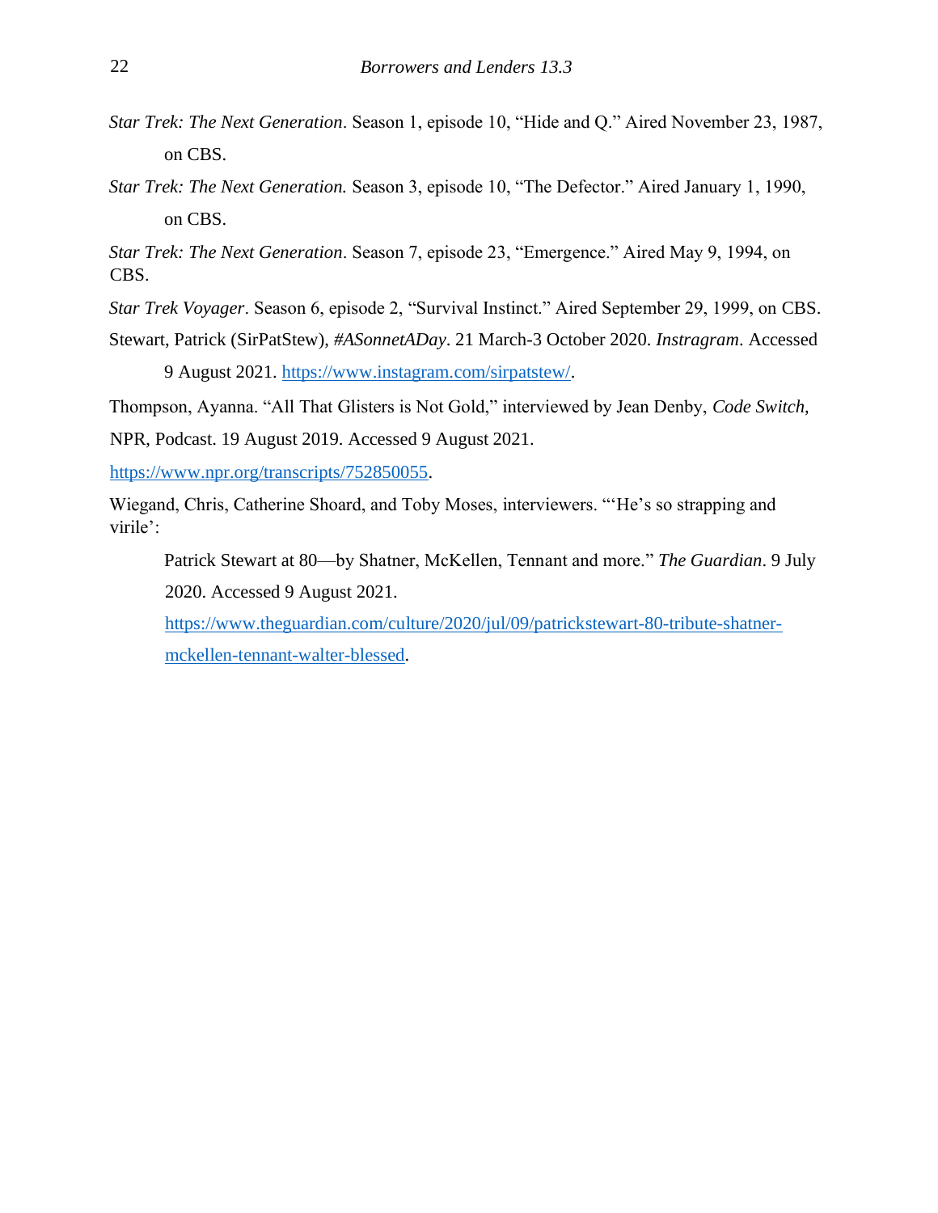*Star Trek: The Next Generation*. Season 1, episode 10, "Hide and Q." Aired November 23, 1987, on CBS.

*Star Trek: The Next Generation.* Season 3, episode 10, "The Defector." Aired January 1, 1990, on CBS.

*Star Trek: The Next Generation*. Season 7, episode 23, "Emergence." Aired May 9, 1994, on CBS.

*Star Trek Voyager*. Season 6, episode 2, "Survival Instinct." Aired September 29, 1999, on CBS.

Stewart, Patrick (SirPatStew), *#ASonnetADay*. 21 March-3 October 2020. *Instragram*. Accessed 9 August 2021. https://www.instagram.com/sirpatstew/.

Thompson, Ayanna. "All That Glisters is Not Gold," interviewed by Jean Denby, *Code Switch*, NPR, Podcast. 19 August 2019. Accessed 9 August 2021. https://www.npr.org/transcripts/752850055.

Wiegand, Chris, Catherine Shoard, and Toby Moses, interviewers. "'He's so strapping and virile': Patrick Stewart at 80—by Shatner, McKellen, Tennant and more." *The Guardian*. 9 July 2020. Accessed 9 August 2021. https://www.theguardian.com/culture/2020/jul/09/patrickstewart-80-tribute-shatner-mckellen-tennant-walter-blessed.